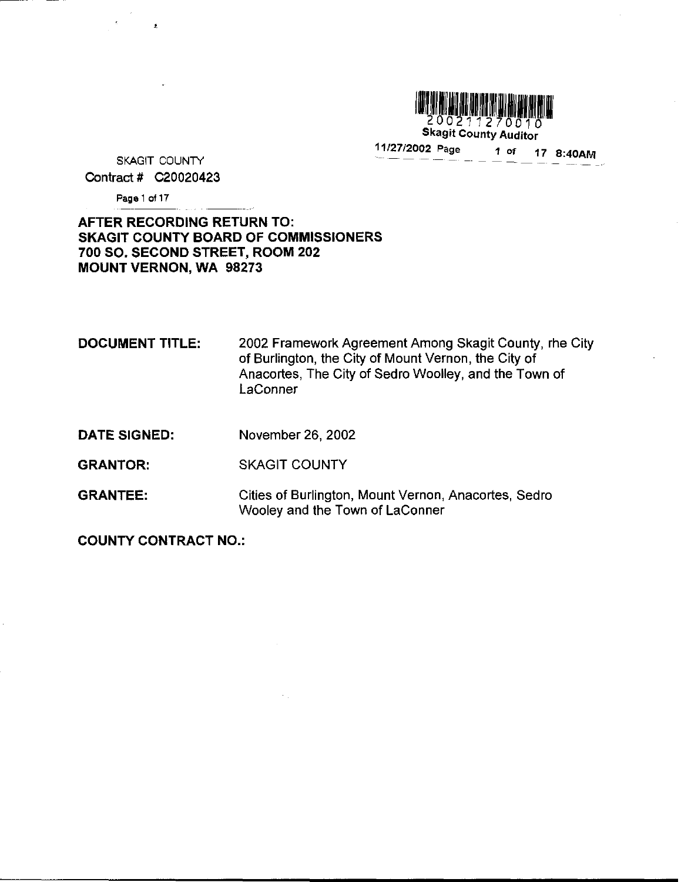200211270010
Skagit County Auditor
11/27/2002 Page 1 of 17 8:40AM

SKAGIT COUNTY
Contract # C20020423

**AFTER RECORDING RETURN TO:**
**SKAGIT COUNTY BOARD OF COMMISSIONERS**
**700 SO. SECOND STREET, ROOM 202**
**MOUNT VERNON, WA 98273**

**DOCUMENT TITLE:** 2002 Framework Agreement Among Skagit County, rhe City of Burlington, the City of Mount Vernon, the City of Anacortes, The City of Sedro Woolley, and the Town of LaConner

**DATE SIGNED:** November 26, 2002

**GRANTOR:** SKAGIT COUNTY

**GRANTEE:** Cities of Burlington, Mount Vernon, Anacortes, Sedro Wooley and the Town of LaConner

**COUNTY CONTRACT NO.:**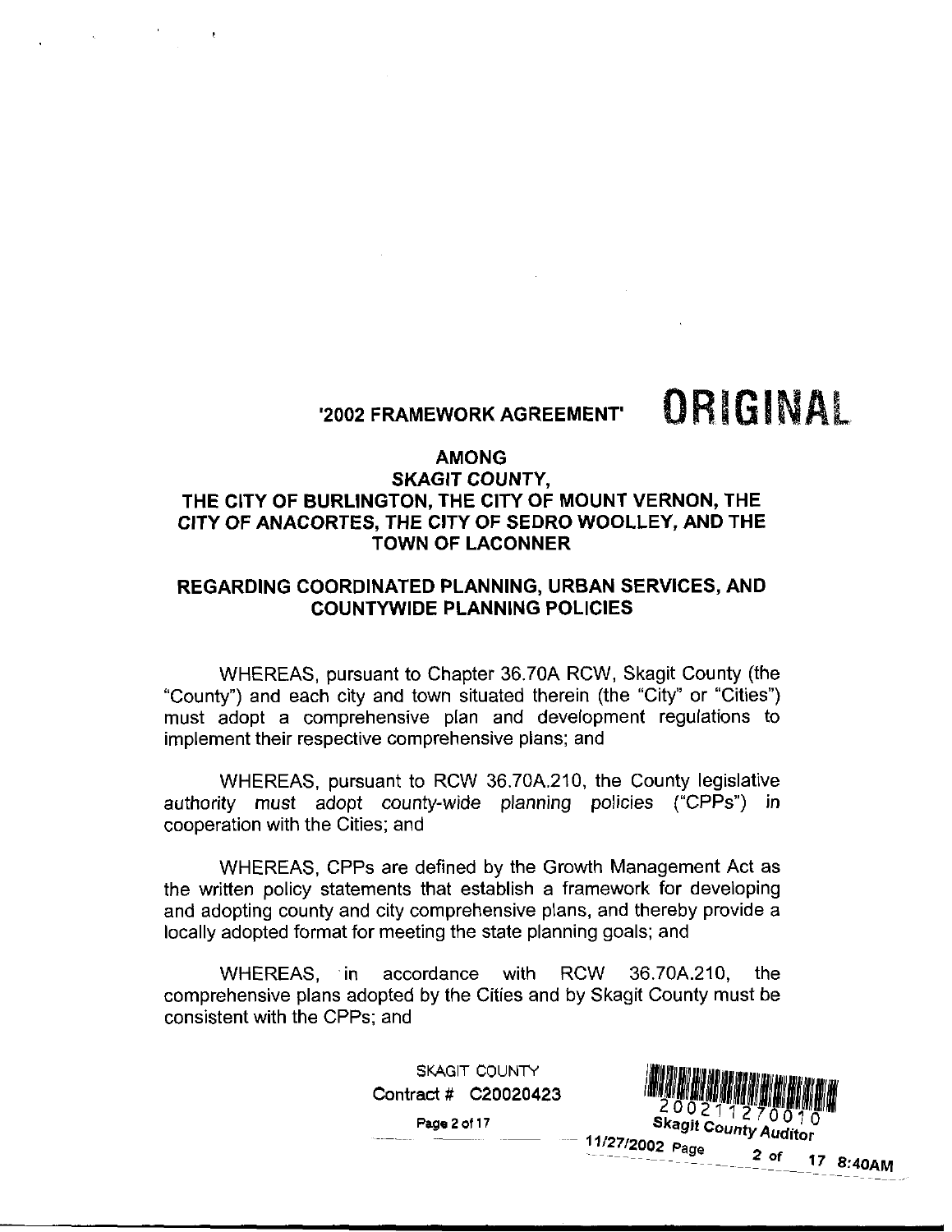## '2002 FRAMEWORK AGREEMENT' ORIGINAL

### AMONG SKAGIT COUNTY, THE CITY OF BURLINGTON, THE CITY OF MOUNT VERNON, THE CITY OF ANACORTES, THE CITY OF SEDRO WOOLLEY, AND THE TOWN OF LACONNER

### REGARDING COORDINATED PLANNING, URBAN SERVICES, AND COUNTYWIDE PLANNING POLICIES

WHEREAS, pursuant to Chapter 36.70A RCW, Skagit County (the "County") and each city and town situated therein (the "City" or "Cities") must adopt a comprehensive plan and development regulations to implement their respective comprehensive plans; and

WHEREAS, pursuant to RCW 36.70A.210, the County legislative authority must adopt county-wide planning policies ("CPPs") in cooperation with the Cities; and

WHEREAS, CPPs are defined by the Growth Management Act as the written policy statements that establish a framework for developing and adopting county and city comprehensive plans, and thereby provide a locally adopted format for meeting the state planning goals; and

WHEREAS, in accordance with RCW 36.70A.210, the comprehensive plans adopted by the Cities and by Skagit County must be consistent with the CPPs; and

SKAGIT COUNTY
Contract # C20020423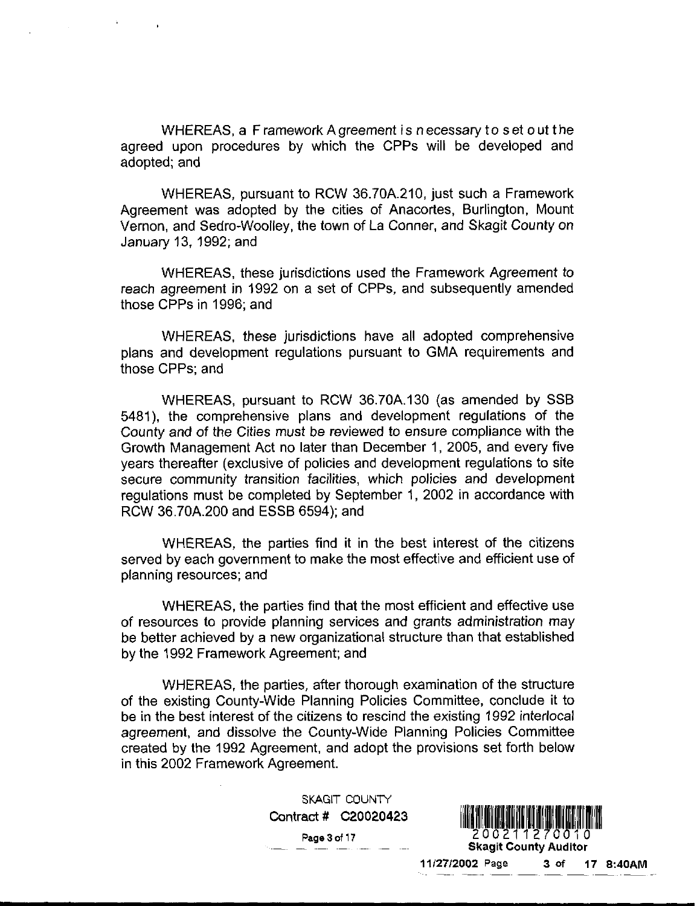WHEREAS, a Framework Agreement is necessary to set out the agreed upon procedures by which the CPPs will be developed and adopted; and

WHEREAS, pursuant to RCW 36.70A.210, just such a Framework Agreement was adopted by the cities of Anacortes, Burlington, Mount Vernon, and Sedro-Woolley, the town of La Conner, and Skagit County on January 13, 1992; and

WHEREAS, these jurisdictions used the Framework Agreement to reach agreement in 1992 on a set of CPPs, and subsequently amended those CPPs in 1996; and

WHEREAS, these jurisdictions have all adopted comprehensive plans and development regulations pursuant to GMA requirements and those CPPs; and

WHEREAS, pursuant to RCW 36.70A.130 (as amended by SSB 5481), the comprehensive plans and development regulations of the County and of the Cities must be reviewed to ensure compliance with the Growth Management Act no later than December 1, 2005, and every five years thereafter (exclusive of policies and development regulations to site secure community transition facilities, which policies and development regulations must be completed by September 1, 2002 in accordance with RCW 36.70A.200 and ESSB 6594); and

WHEREAS, the parties find it in the best interest of the citizens served by each government to make the most effective and efficient use of planning resources; and

WHEREAS, the parties find that the most efficient and effective use of resources to provide planning services and grants administration may be better achieved by a new organizational structure than that established by the 1992 Framework Agreement; and

WHEREAS, the parties, after thorough examination of the structure of the existing County-Wide Planning Policies Committee, conclude it to be in the best interest of the citizens to rescind the existing 1992 interlocal agreement, and dissolve the County-Wide Planning Policies Committee created by the 1992 Agreement, and adopt the provisions set forth below in this 2002 Framework Agreement.

SKAGIT COUNTY
Contract # C20020423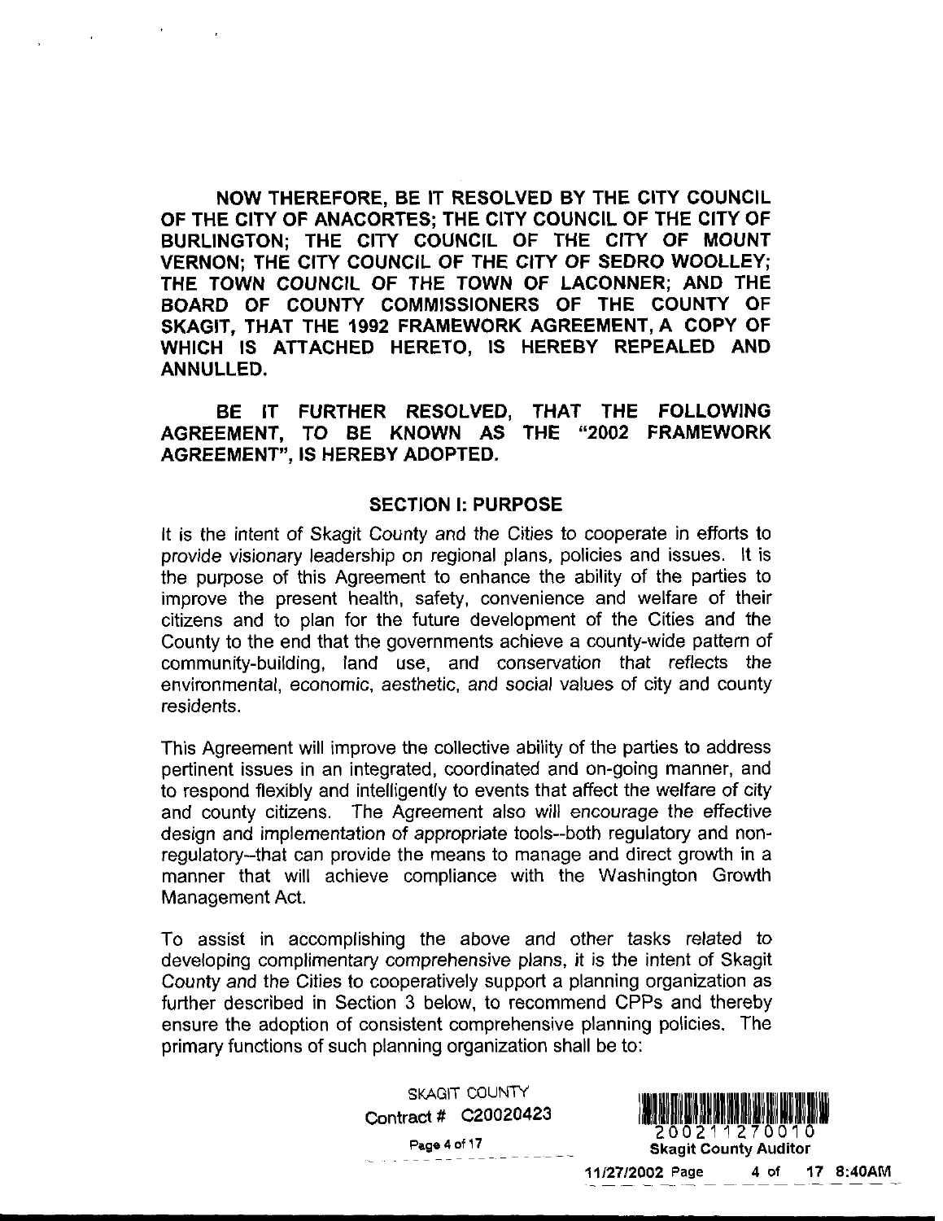**NOW THEREFORE, BE IT RESOLVED BY THE CITY COUNCIL OF THE CITY OF ANACORTES; THE CITY COUNCIL OF THE CITY OF BURLINGTON; THE CITY COUNCIL OF THE CITY OF MOUNT VERNON; THE CITY COUNCIL OF THE CITY OF SEDRO WOOLLEY; THE TOWN COUNCIL OF THE TOWN OF LACONNER; AND THE BOARD OF COUNTY COMMISSIONERS OF THE COUNTY OF SKAGIT, THAT THE 1992 FRAMEWORK AGREEMENT, A COPY OF WHICH IS ATTACHED HERETO, IS HEREBY REPEALED AND ANNULLED.**

**BE IT FURTHER RESOLVED, THAT THE FOLLOWING AGREEMENT, TO BE KNOWN AS THE "2002 FRAMEWORK AGREEMENT", IS HEREBY ADOPTED.**

## SECTION I: PURPOSE

It is the intent of Skagit County and the Cities to cooperate in efforts to provide visionary leadership on regional plans, policies and issues. It is the purpose of this Agreement to enhance the ability of the parties to improve the present health, safety, convenience and welfare of their citizens and to plan for the future development of the Cities and the County to the end that the governments achieve a county-wide pattern of community-building, land use, and conservation that reflects the environmental, economic, aesthetic, and social values of city and county residents.

This Agreement will improve the collective ability of the parties to address pertinent issues in an integrated, coordinated and on-going manner, and to respond flexibly and intelligently to events that affect the welfare of city and county citizens. The Agreement also will encourage the effective design and implementation of appropriate tools--both regulatory and non-regulatory--that can provide the means to manage and direct growth in a manner that will achieve compliance with the Washington Growth Management Act.

To assist in accomplishing the above and other tasks related to developing complimentary comprehensive plans, it is the intent of Skagit County and the Cities to cooperatively support a planning organization as further described in Section 3 below, to recommend CPPs and thereby ensure the adoption of consistent comprehensive planning policies. The primary functions of such planning organization shall be to:

SKAGIT COUNTY
Contract # C20020423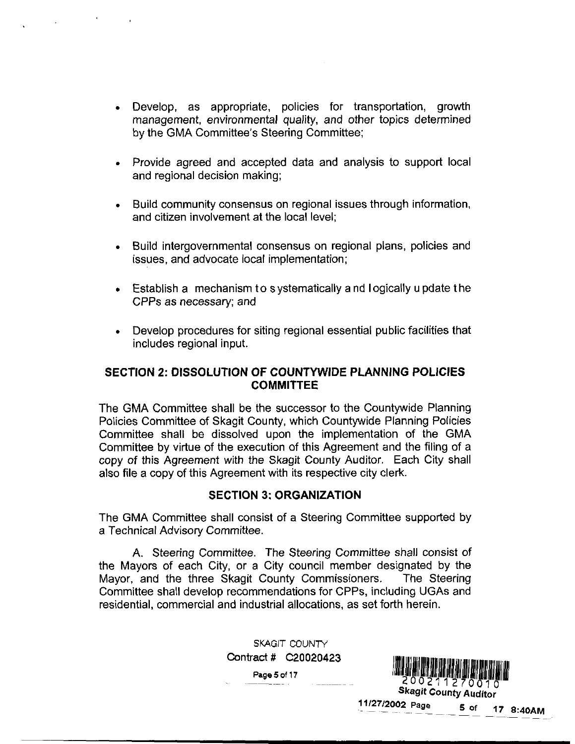- Develop, as appropriate, policies for transportation, growth management, environmental quality, and other topics determined by the GMA Committee's Steering Committee;

- Provide agreed and accepted data and analysis to support local and regional decision making;

- Build community consensus on regional issues through information, and citizen involvement at the local level;

- Build intergovernmental consensus on regional plans, policies and issues, and advocate local implementation;

- Establish a mechanism to systematically and logically update the CPPs as necessary; and

- Develop procedures for siting regional essential public facilities that includes regional input.

## SECTION 2: DISSOLUTION OF COUNTYWIDE PLANNING POLICIES COMMITTEE

The GMA Committee shall be the successor to the Countywide Planning Policies Committee of Skagit County, which Countywide Planning Policies Committee shall be dissolved upon the implementation of the GMA Committee by virtue of the execution of this Agreement and the filing of a copy of this Agreement with the Skagit County Auditor. Each City shall also file a copy of this Agreement with its respective city clerk.

## SECTION 3: ORGANIZATION

The GMA Committee shall consist of a Steering Committee supported by a Technical Advisory Committee.

A. *Steering Committee.* The Steering Committee shall consist of the Mayors of each City, or a City council member designated by the Mayor, and the three Skagit County Commissioners. The Steering Committee shall develop recommendations for CPPs, including UGAs and residential, commercial and industrial allocations, as set forth herein.

SKAGIT COUNTY
Contract # C20020423

200211270010
Skagit County Auditor
11/27/2002 8:40AM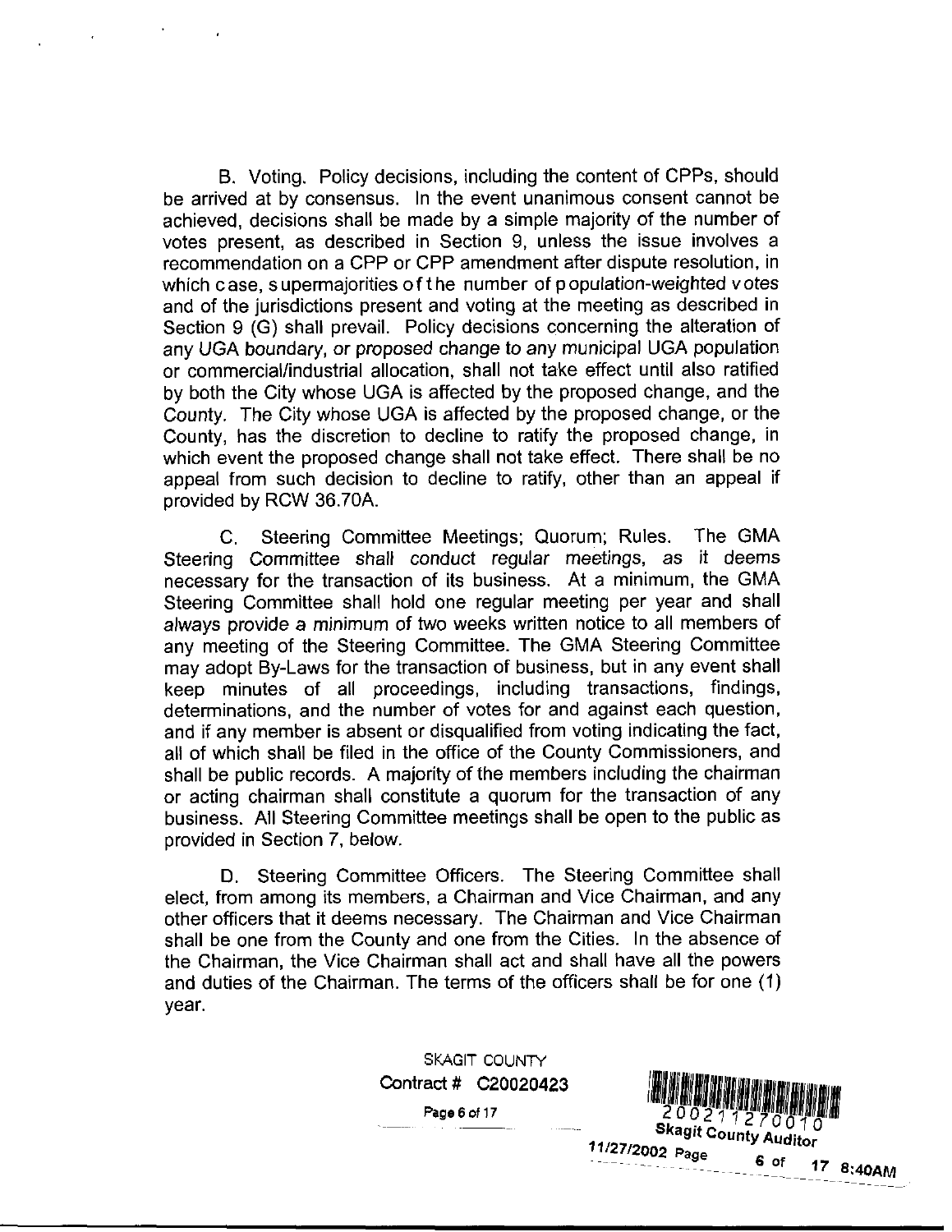B. Voting. Policy decisions, including the content of CPPs, should be arrived at by consensus. In the event unanimous consent cannot be achieved, decisions shall be made by a simple majority of the number of votes present, as described in Section 9, unless the issue involves a recommendation on a CPP or CPP amendment after dispute resolution, in which case, supermajorities of the number of population-weighted votes and of the jurisdictions present and voting at the meeting as described in Section 9 (G) shall prevail. Policy decisions concerning the alteration of any UGA boundary, or proposed change to any municipal UGA population or commercial/industrial allocation, shall not take effect until also ratified by both the City whose UGA is affected by the proposed change, and the County. The City whose UGA is affected by the proposed change, or the County, has the discretion to decline to ratify the proposed change, in which event the proposed change shall not take effect. There shall be no appeal from such decision to decline to ratify, other than an appeal if provided by RCW 36.70A.

C. Steering Committee Meetings; Quorum; Rules. The GMA Steering Committee shall conduct regular meetings, as it deems necessary for the transaction of its business. At a minimum, the GMA Steering Committee shall hold one regular meeting per year and shall always provide a minimum of two weeks written notice to all members of any meeting of the Steering Committee. The GMA Steering Committee may adopt By-Laws for the transaction of business, but in any event shall keep minutes of all proceedings, including transactions, findings, determinations, and the number of votes for and against each question, and if any member is absent or disqualified from voting indicating the fact, all of which shall be filed in the office of the County Commissioners, and shall be public records. A majority of the members including the chairman or acting chairman shall constitute a quorum for the transaction of any business. All Steering Committee meetings shall be open to the public as provided in Section 7, below.

D. Steering Committee Officers. The Steering Committee shall elect, from among its members, a Chairman and Vice Chairman, and any other officers that it deems necessary. The Chairman and Vice Chairman shall be one from the County and one from the Cities. In the absence of the Chairman, the Vice Chairman shall act and shall have all the powers and duties of the Chairman. The terms of the officers shall be for one (1) year.

SKAGIT COUNTY
Contract # C20020423

200211270010
Skagit County Auditor
11/27/2002 8:40AM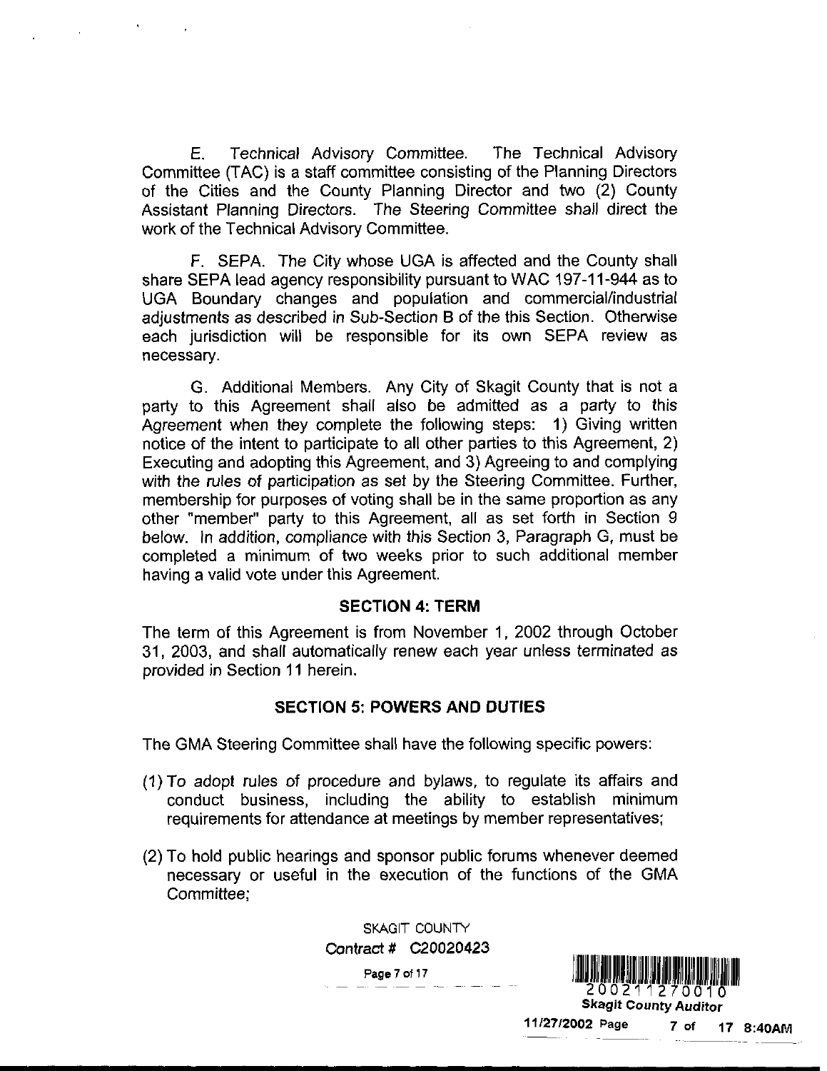E. Technical Advisory Committee. The Technical Advisory Committee (TAC) is a staff committee consisting of the Planning Directors of the Cities and the County Planning Director and two (2) County Assistant Planning Directors. The Steering Committee shall direct the work of the Technical Advisory Committee.

F. SEPA. The City whose UGA is affected and the County shall share SEPA lead agency responsibility pursuant to WAC 197-11-944 as to UGA Boundary changes and population and commercial/industrial adjustments as described in Sub-Section B of the this Section. Otherwise each jurisdiction will be responsible for its own SEPA review as necessary.

G. Additional Members. Any City of Skagit County that is not a party to this Agreement shall also be admitted as a party to this Agreement when they complete the following steps: 1) Giving written notice of the intent to participate to all other parties to this Agreement, 2) Executing and adopting this Agreement, and 3) Agreeing to and complying with the rules of participation as set by the Steering Committee. Further, membership for purposes of voting shall be in the same proportion as any other "member" party to this Agreement, all as set forth in Section 9 below. In addition, compliance with this Section 3, Paragraph G, must be completed a minimum of two weeks prior to such additional member having a valid vote under this Agreement.

## SECTION 4: TERM

The term of this Agreement is from November 1, 2002 through October 31, 2003, and shall automatically renew each year unless terminated as provided in Section 11 herein.

## SECTION 5: POWERS AND DUTIES

The GMA Steering Committee shall have the following specific powers:

(1) To adopt rules of procedure and bylaws, to regulate its affairs and conduct business, including the ability to establish minimum requirements for attendance at meetings by member representatives;

(2) To hold public hearings and sponsor public forums whenever deemed necessary or useful in the execution of the functions of the GMA Committee;

SKAGIT COUNTY
Contract # C20020423

200211270010
Skagit County Auditor
11/27/2002 Page 7 of 17 8:40AM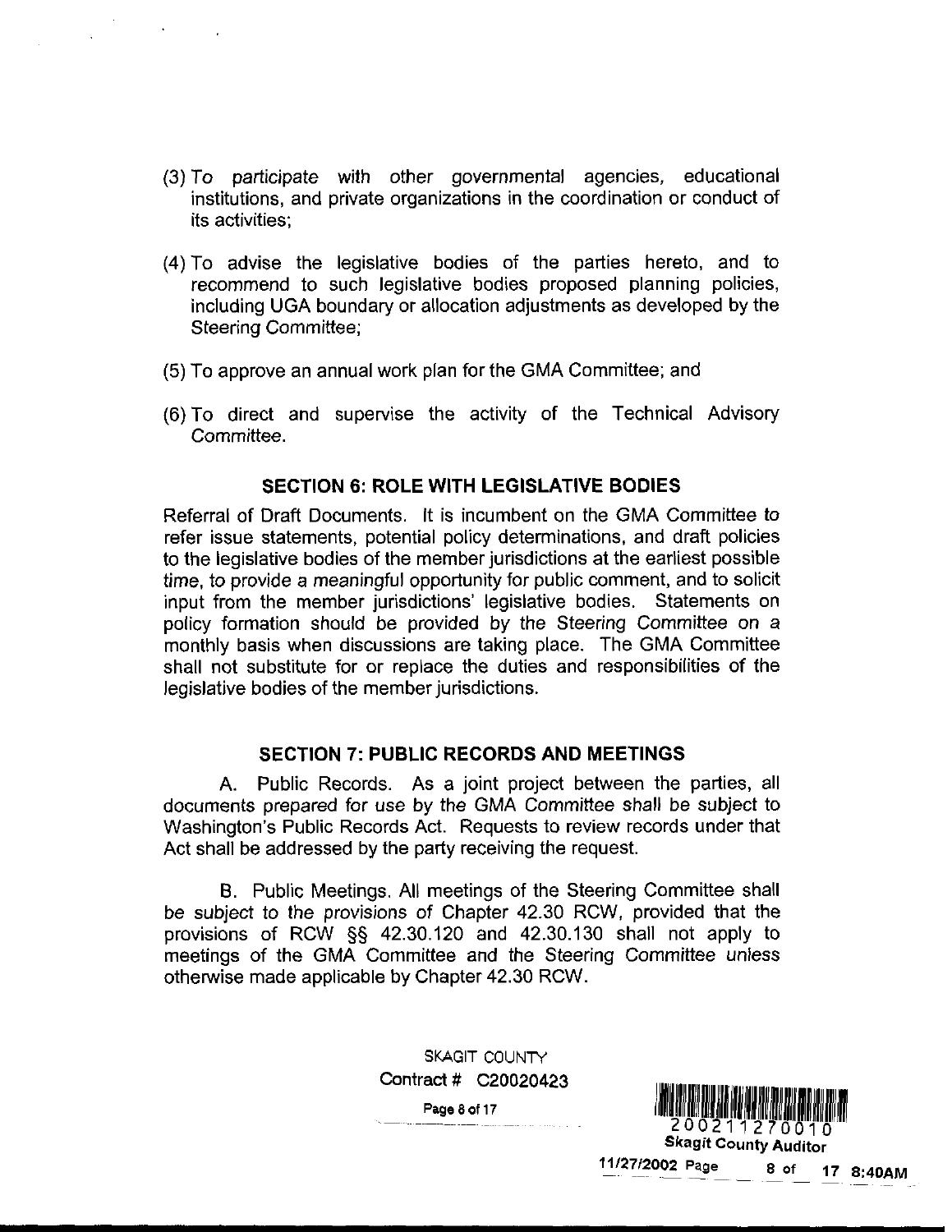(3) To participate with other governmental agencies, educational institutions, and private organizations in the coordination or conduct of its activities;

(4) To advise the legislative bodies of the parties hereto, and to recommend to such legislative bodies proposed planning policies, including UGA boundary or allocation adjustments as developed by the Steering Committee;

(5) To approve an annual work plan for the GMA Committee; and

(6) To direct and supervise the activity of the Technical Advisory Committee.

## SECTION 6: ROLE WITH LEGISLATIVE BODIES

Referral of Draft Documents. It is incumbent on the GMA Committee to refer issue statements, potential policy determinations, and draft policies to the legislative bodies of the member jurisdictions at the earliest possible time, to provide a meaningful opportunity for public comment, and to solicit input from the member jurisdictions' legislative bodies. Statements on policy formation should be provided by the Steering Committee on a monthly basis when discussions are taking place. The GMA Committee shall not substitute for or replace the duties and responsibilities of the legislative bodies of the member jurisdictions.

## SECTION 7: PUBLIC RECORDS AND MEETINGS

A. Public Records. As a joint project between the parties, all documents prepared for use by the GMA Committee shall be subject to Washington's Public Records Act. Requests to review records under that Act shall be addressed by the party receiving the request.

B. Public Meetings. All meetings of the Steering Committee shall be subject to the provisions of Chapter 42.30 RCW, provided that the provisions of RCW §§ 42.30.120 and 42.30.130 shall not apply to meetings of the GMA Committee and the Steering Committee unless otherwise made applicable by Chapter 42.30 RCW.

SKAGIT COUNTY
Contract # C20020423

200211270010
Skagit County Auditor
11/27/2002 8:40AM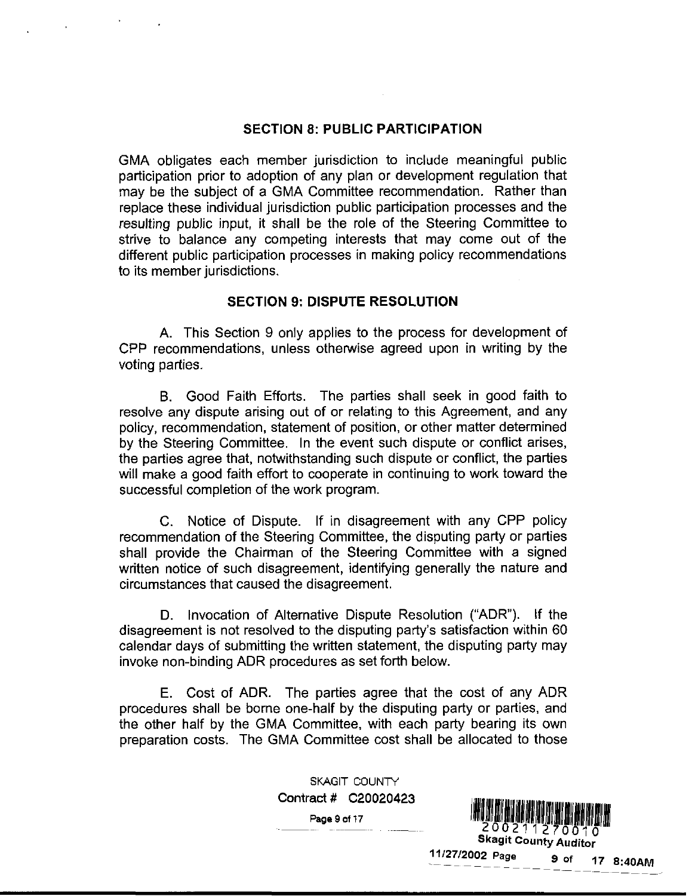## SECTION 8: PUBLIC PARTICIPATION

GMA obligates each member jurisdiction to include meaningful public participation prior to adoption of any plan or development regulation that may be the subject of a GMA Committee recommendation. Rather than replace these individual jurisdiction public participation processes and the resulting public input, it shall be the role of the Steering Committee to strive to balance any competing interests that may come out of the different public participation processes in making policy recommendations to its member jurisdictions.

## SECTION 9: DISPUTE RESOLUTION

A. This Section 9 only applies to the process for development of CPP recommendations, unless otherwise agreed upon in writing by the voting parties.

B. Good Faith Efforts. The parties shall seek in good faith to resolve any dispute arising out of or relating to this Agreement, and any policy, recommendation, statement of position, or other matter determined by the Steering Committee. In the event such dispute or conflict arises, the parties agree that, notwithstanding such dispute or conflict, the parties will make a good faith effort to cooperate in continuing to work toward the successful completion of the work program.

C. Notice of Dispute. If in disagreement with any CPP policy recommendation of the Steering Committee, the disputing party or parties shall provide the Chairman of the Steering Committee with a signed written notice of such disagreement, identifying generally the nature and circumstances that caused the disagreement.

D. Invocation of Alternative Dispute Resolution ("ADR"). If the disagreement is not resolved to the disputing party's satisfaction within 60 calendar days of submitting the written statement, the disputing party may invoke non-binding ADR procedures as set forth below.

E. Cost of ADR. The parties agree that the cost of any ADR procedures shall be borne one-half by the disputing party or parties, and the other half by the GMA Committee, with each party bearing its own preparation costs. The GMA Committee cost shall be allocated to those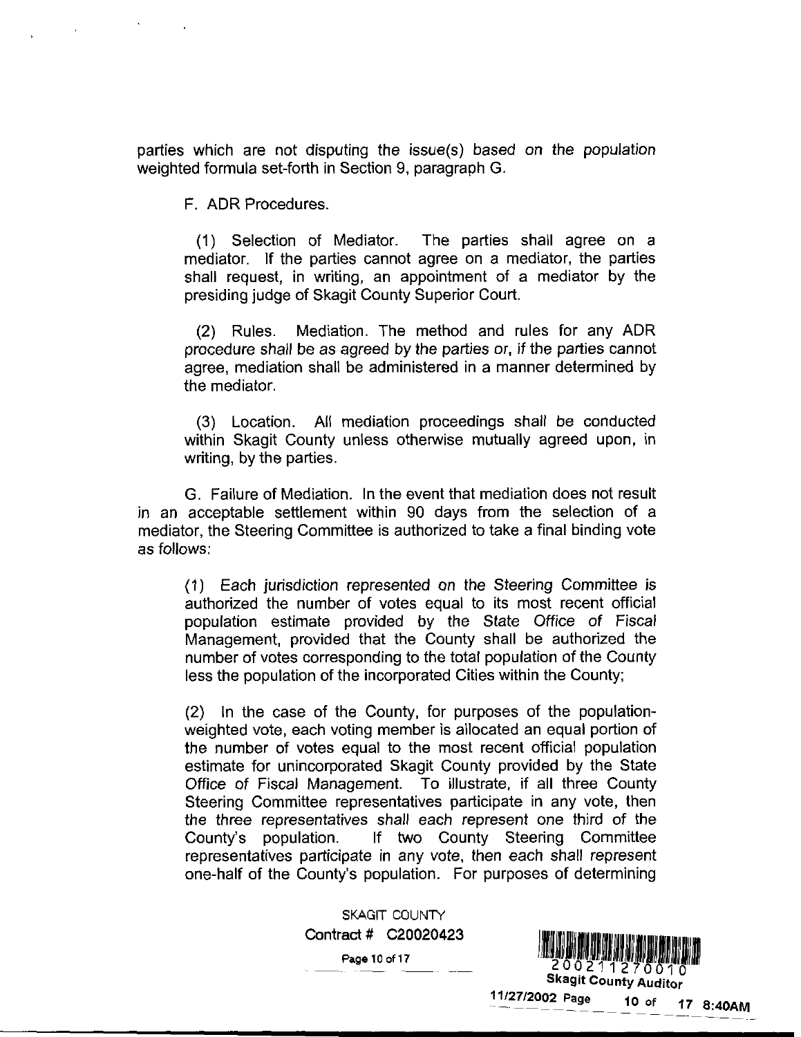parties which are not disputing the issue(s) based on the population weighted formula set-forth in Section 9, paragraph G.

F. ADR Procedures.

(1) Selection of Mediator. The parties shall agree on a mediator. If the parties cannot agree on a mediator, the parties shall request, in writing, an appointment of a mediator by the presiding judge of Skagit County Superior Court.

(2) Rules. Mediation. The method and rules for any ADR procedure shall be as agreed by the parties or, if the parties cannot agree, mediation shall be administered in a manner determined by the mediator.

(3) Location. All mediation proceedings shall be conducted within Skagit County unless otherwise mutually agreed upon, in writing, by the parties.

G. Failure of Mediation. In the event that mediation does not result in an acceptable settlement within 90 days from the selection of a mediator, the Steering Committee is authorized to take a final binding vote as follows:

(1) Each jurisdiction represented on the Steering Committee is authorized the number of votes equal to its most recent official population estimate provided by the State Office of Fiscal Management, provided that the County shall be authorized the number of votes corresponding to the total population of the County less the population of the incorporated Cities within the County;

(2) In the case of the County, for purposes of the population-weighted vote, each voting member is allocated an equal portion of the number of votes equal to the most recent official population estimate for unincorporated Skagit County provided by the State Office of Fiscal Management. To illustrate, if all three County Steering Committee representatives participate in any vote, then the three representatives shall each represent one third of the County's population. If two County Steering Committee representatives participate in any vote, then each shall represent one-half of the County's population. For purposes of determining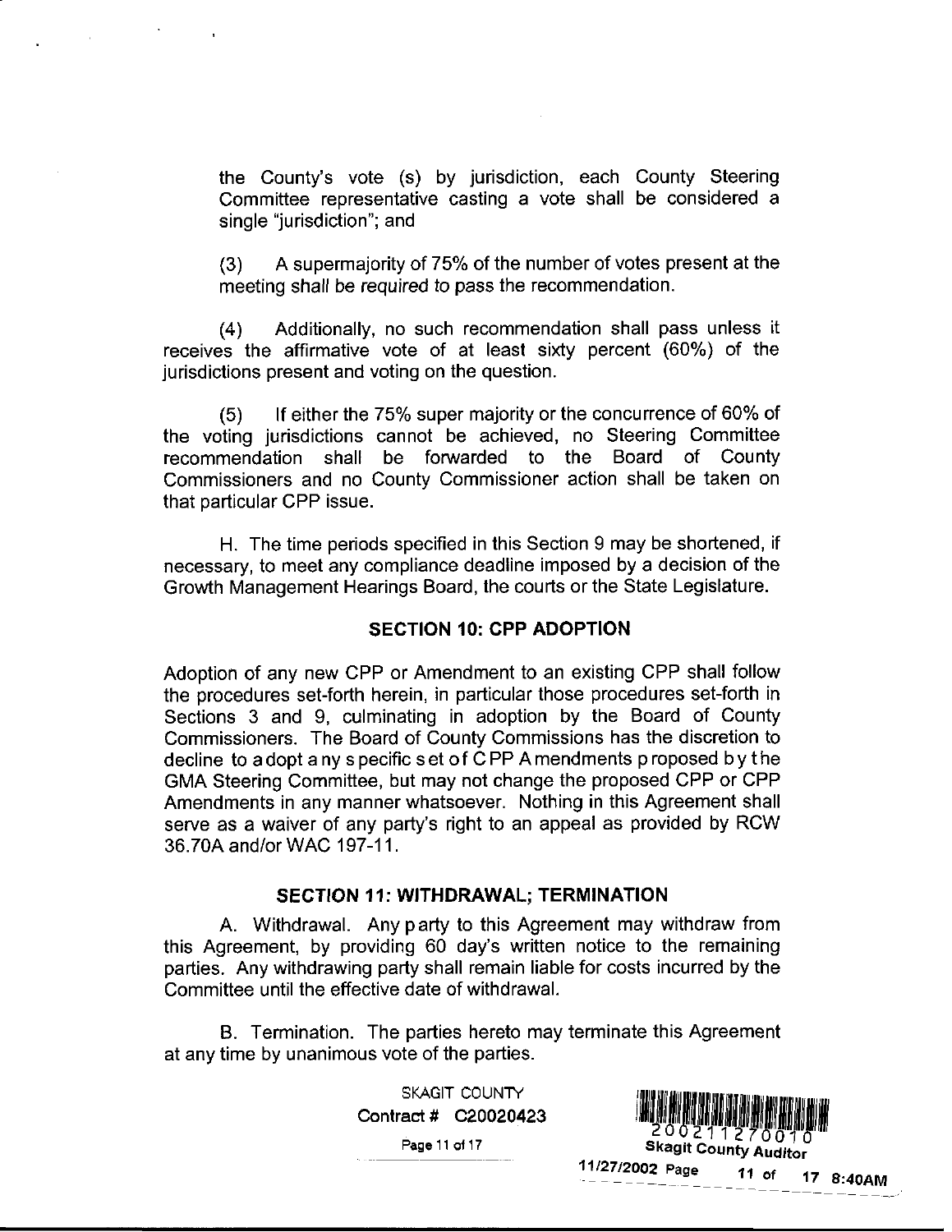the County's vote (s) by jurisdiction, each County Steering Committee representative casting a vote shall be considered a single "jurisdiction"; and

(3) A supermajority of 75% of the number of votes present at the meeting shall be required to pass the recommendation.

(4) Additionally, no such recommendation shall pass unless it receives the affirmative vote of at least sixty percent (60%) of the jurisdictions present and voting on the question.

(5) If either the 75% super majority or the concurrence of 60% of the voting jurisdictions cannot be achieved, no Steering Committee recommendation shall be forwarded to the Board of County Commissioners and no County Commissioner action shall be taken on that particular CPP issue.

H. The time periods specified in this Section 9 may be shortened, if necessary, to meet any compliance deadline imposed by a decision of the Growth Management Hearings Board, the courts or the State Legislature.

## SECTION 10: CPP ADOPTION

Adoption of any new CPP or Amendment to an existing CPP shall follow the procedures set-forth herein, in particular those procedures set-forth in Sections 3 and 9, culminating in adoption by the Board of County Commissioners. The Board of County Commissions has the discretion to decline to adopt any specific set of CPP Amendments proposed by the GMA Steering Committee, but may not change the proposed CPP or CPP Amendments in any manner whatsoever. Nothing in this Agreement shall serve as a waiver of any party's right to an appeal as provided by RCW 36.70A and/or WAC 197-11.

## SECTION 11: WITHDRAWAL; TERMINATION

A. Withdrawal. Any party to this Agreement may withdraw from this Agreement, by providing 60 day's written notice to the remaining parties. Any withdrawing party shall remain liable for costs incurred by the Committee until the effective date of withdrawal.

B. Termination. The parties hereto may terminate this Agreement at any time by unanimous vote of the parties.

SKAGIT COUNTY
Contract # C20020423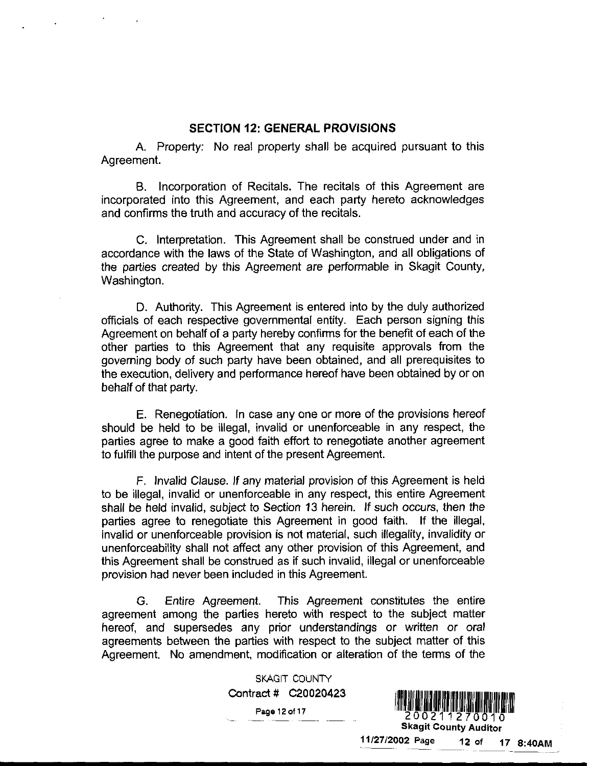## SECTION 12: GENERAL PROVISIONS

A. Property: No real property shall be acquired pursuant to this Agreement.

B. Incorporation of Recitals. The recitals of this Agreement are incorporated into this Agreement, and each party hereto acknowledges and confirms the truth and accuracy of the recitals.

C. Interpretation. This Agreement shall be construed under and in accordance with the laws of the State of Washington, and all obligations of the parties created by this Agreement are performable in Skagit County, Washington.

D. Authority. This Agreement is entered into by the duly authorized officials of each respective governmental entity. Each person signing this Agreement on behalf of a party hereby confirms for the benefit of each of the other parties to this Agreement that any requisite approvals from the governing body of such party have been obtained, and all prerequisites to the execution, delivery and performance hereof have been obtained by or on behalf of that party.

E. Renegotiation. In case any one or more of the provisions hereof should be held to be illegal, invalid or unenforceable in any respect, the parties agree to make a good faith effort to renegotiate another agreement to fulfill the purpose and intent of the present Agreement.

F. Invalid Clause. If any material provision of this Agreement is held to be illegal, invalid or unenforceable in any respect, this entire Agreement shall be held invalid, subject to Section 13 herein. If such occurs, then the parties agree to renegotiate this Agreement in good faith. If the illegal, invalid or unenforceable provision is not material, such illegality, invalidity or unenforceability shall not affect any other provision of this Agreement, and this Agreement shall be construed as if such invalid, illegal or unenforceable provision had never been included in this Agreement.

G. Entire Agreement. This Agreement constitutes the entire agreement among the parties hereto with respect to the subject matter hereof, and supersedes any prior understandings or written or oral agreements between the parties with respect to the subject matter of this Agreement. No amendment, modification or alteration of the terms of the

SKAGIT COUNTY
Contract # C20020423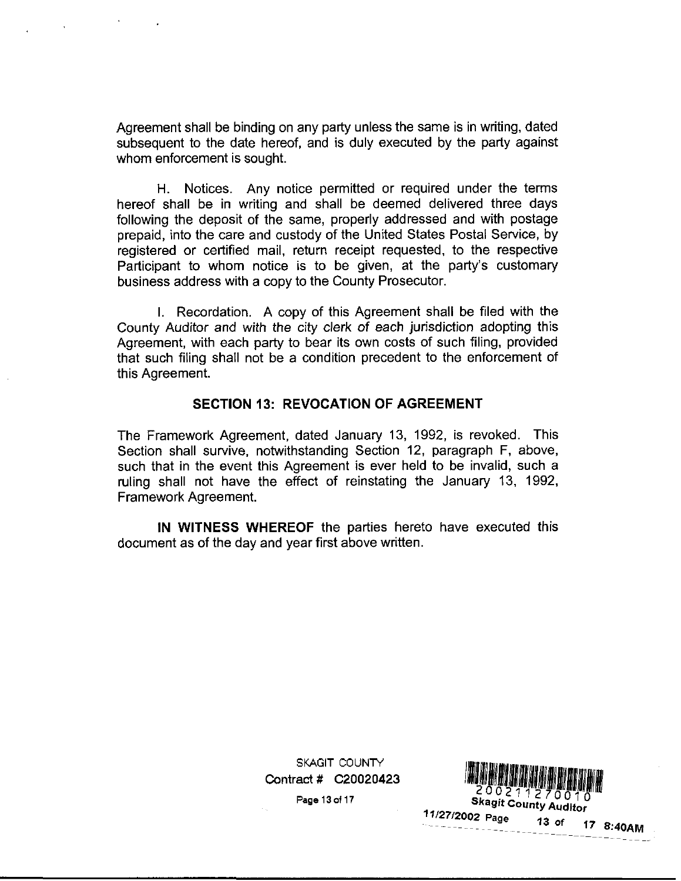Agreement shall be binding on any party unless the same is in writing, dated subsequent to the date hereof, and is duly executed by the party against whom enforcement is sought.

H. Notices. Any notice permitted or required under the terms hereof shall be in writing and shall be deemed delivered three days following the deposit of the same, properly addressed and with postage prepaid, into the care and custody of the United States Postal Service, by registered or certified mail, return receipt requested, to the respective Participant to whom notice is to be given, at the party's customary business address with a copy to the County Prosecutor.

I. Recordation. A copy of this Agreement shall be filed with the County Auditor and with the city clerk of each jurisdiction adopting this Agreement, with each party to bear its own costs of such filing, provided that such filing shall not be a condition precedent to the enforcement of this Agreement.

## SECTION 13: REVOCATION OF AGREEMENT

The Framework Agreement, dated January 13, 1992, is revoked. This Section shall survive, notwithstanding Section 12, paragraph F, above, such that in the event this Agreement is ever held to be invalid, such a ruling shall not have the effect of reinstating the January 13, 1992, Framework Agreement.

**IN WITNESS WHEREOF** the parties hereto have executed this document as of the day and year first above written.

SKAGIT COUNTY
Contract # C20020423

200211270010
Skagit County Auditor
11/27/2002 8:40AM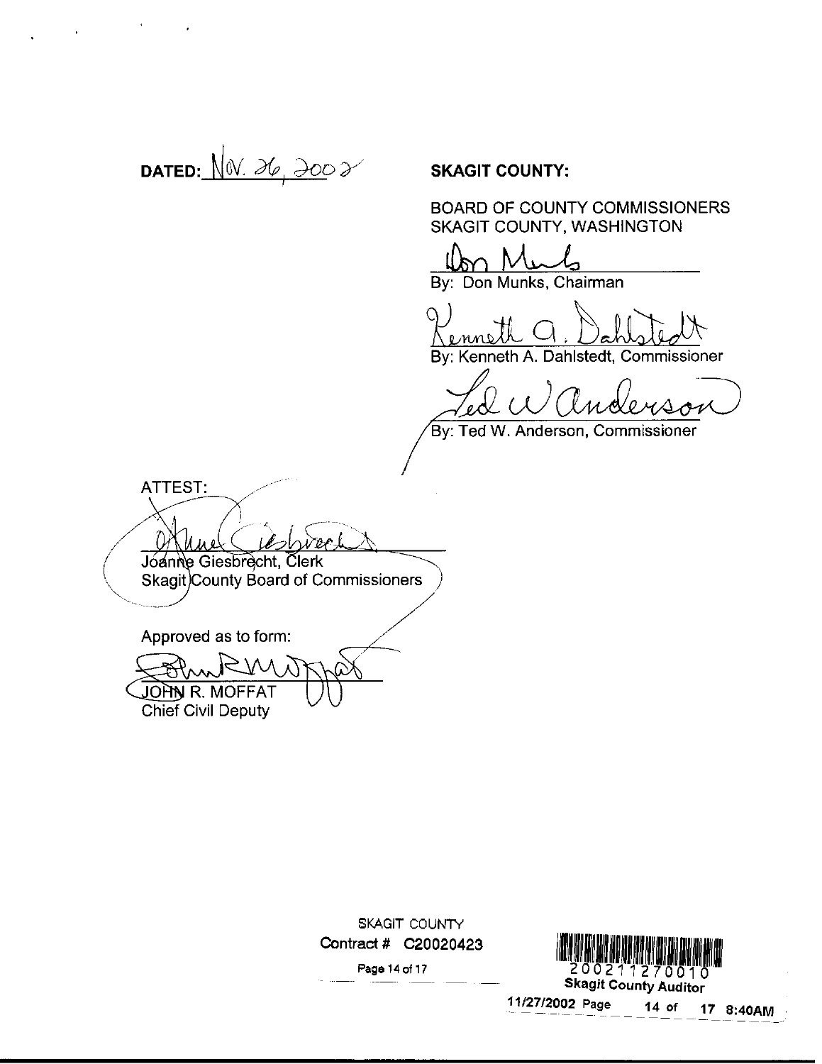**DATED:** Nov. 26, 2002

**SKAGIT COUNTY:**

BOARD OF COUNTY COMMISSIONERS
SKAGIT COUNTY, WASHINGTON

By: Don Munks, Chairman

By: Kenneth A. Dahlstedt, Commissioner

By: Ted W. Anderson, Commissioner

ATTEST:

Joanne Giesbrecht, Clerk
Skagit County Board of Commissioners

Approved as to form:

JOHN R. MOFFAT
Chief Civil Deputy

SKAGIT COUNTY
Contract # C20020423

200211270010
Skagit County Auditor
11/27/2002 8:40AM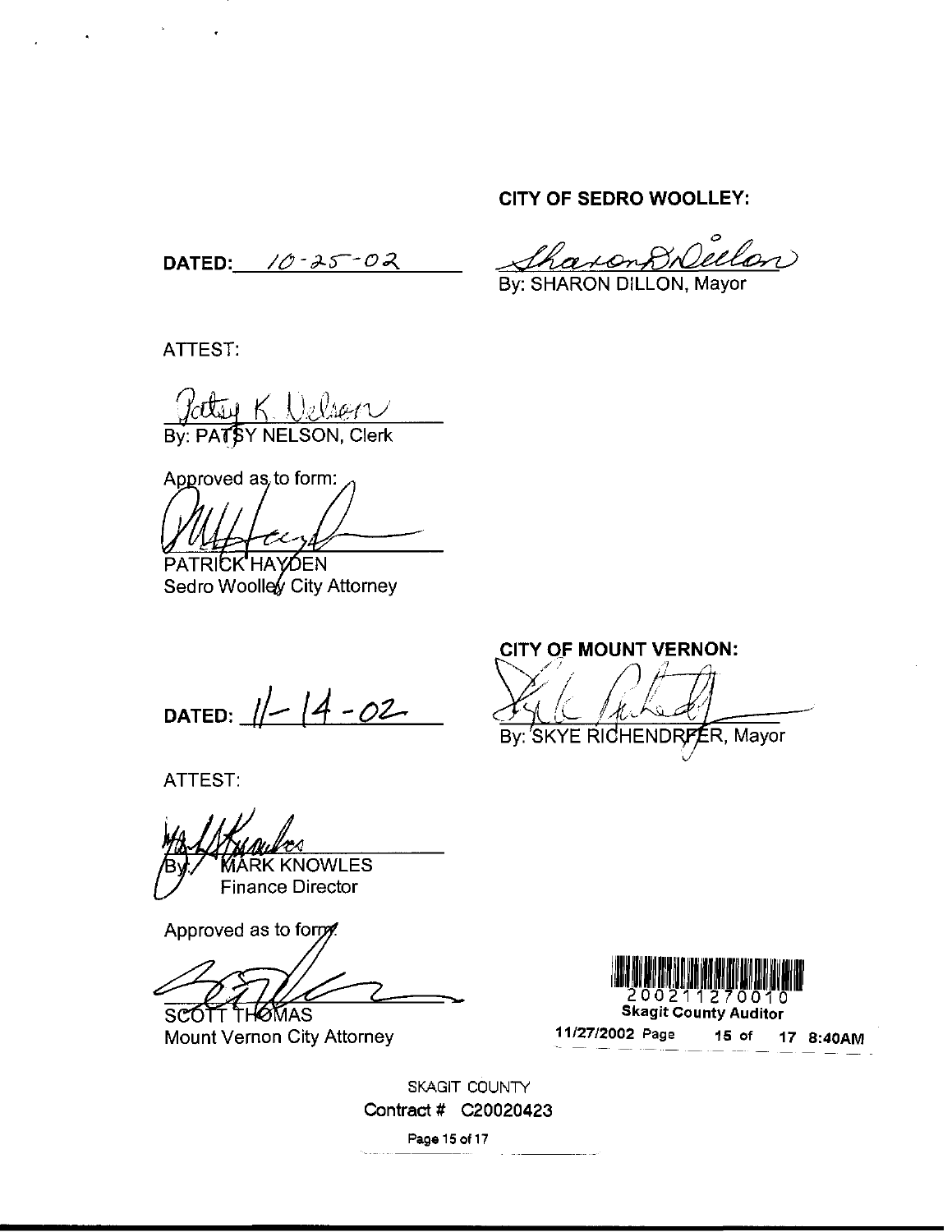**CITY OF SEDRO WOOLLEY:**

**DATED:** 10-25-02

Sharon D. Dillon
By: SHARON DILLON, Mayor

ATTEST:

Patsy K. Nelson
By: PATSY NELSON, Clerk

Approved as to form:

PATRICK HAYDEN
Sedro Woolley City Attorney

**CITY OF MOUNT VERNON:**

**DATED:** 11-14-02

By: SKYE RICHENDRFER, Mayor

ATTEST:

By: MARK KNOWLES
Finance Director

Approved as to form:

SCOTT THOMAS
Mount Vernon City Attorney

200211270010
**Skagit County Auditor**
**11/27/2002 Page 15 of 17 8:40AM**

SKAGIT COUNTY
Contract # C20020423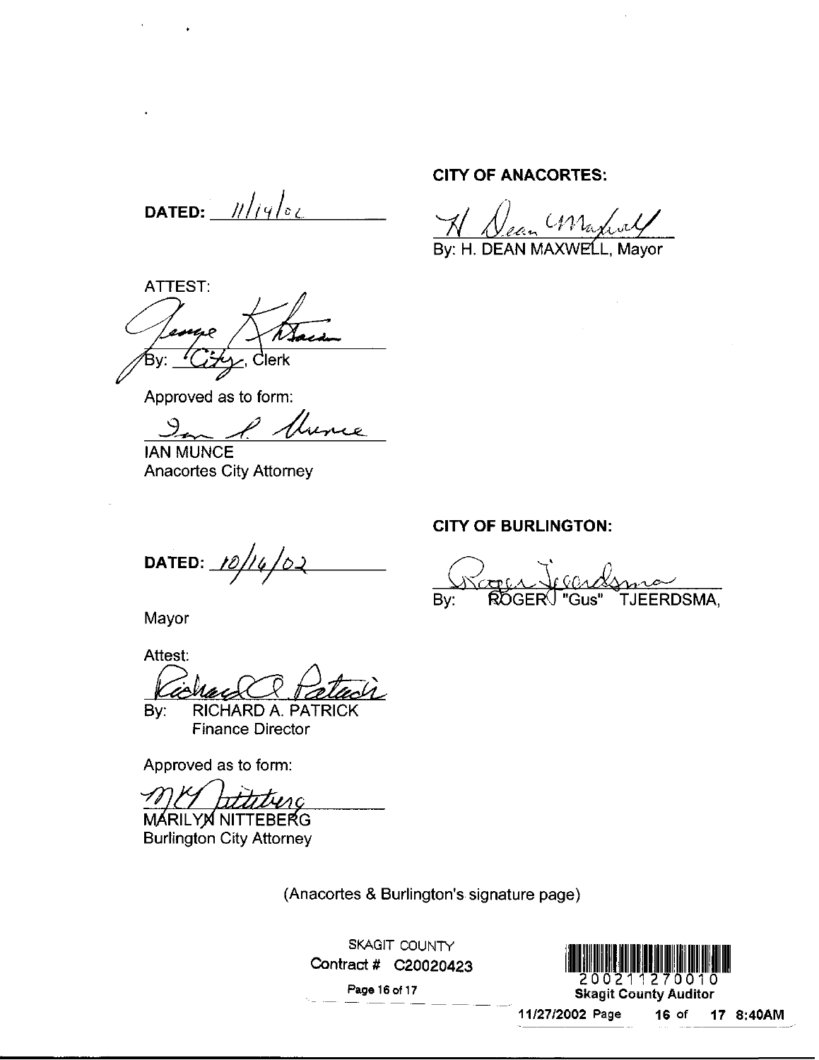**CITY OF ANACORTES:**

**DATED:** 11/14/02

By: H. DEAN MAXWELL, Mayor

ATTEST:

By: City, Clerk

Approved as to form:

IAN MUNCE
Anacortes City Attorney

**CITY OF BURLINGTON:**

**DATED:** 10/16/02

By: ROGER J "Gus" TJEERDSMA,

Mayor

Attest:

By: RICHARD A. PATRICK
Finance Director

Approved as to form:

MARILYN NITTEBERG
Burlington City Attorney

(Anacortes & Burlington's signature page)

SKAGIT COUNTY
Contract # C20020423

200211270010
**Skagit County Auditor**
**11/27/2002 Page 16 of 17 8:40AM**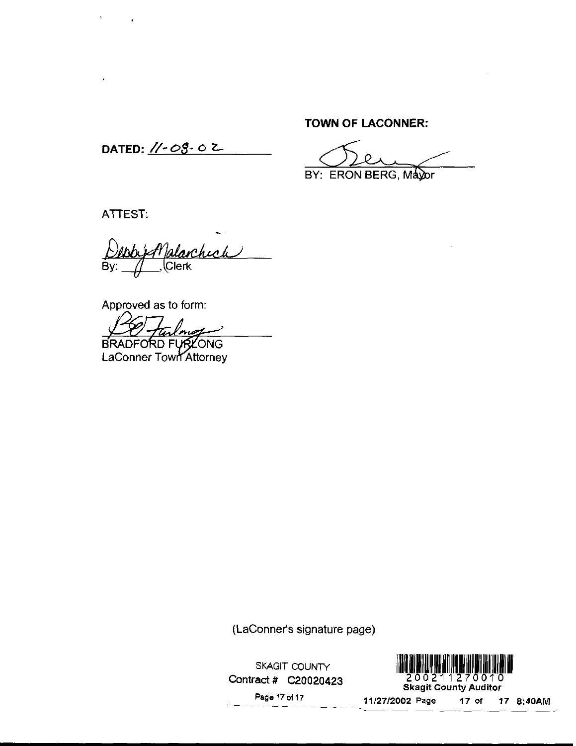**TOWN OF LACONNER:**

**DATED:** 11-08-02

BY: ERON BERG, Mayor

ATTEST:

By: ____, Clerk

Approved as to form:

BRADFORD FURLONG
LaConner Town Attorney

(LaConner's signature page)

SKAGIT COUNTY
Contract # C20020423

200211270010
**Skagit County Auditor**
11/27/2002 Page 17 of 17 8:40AM